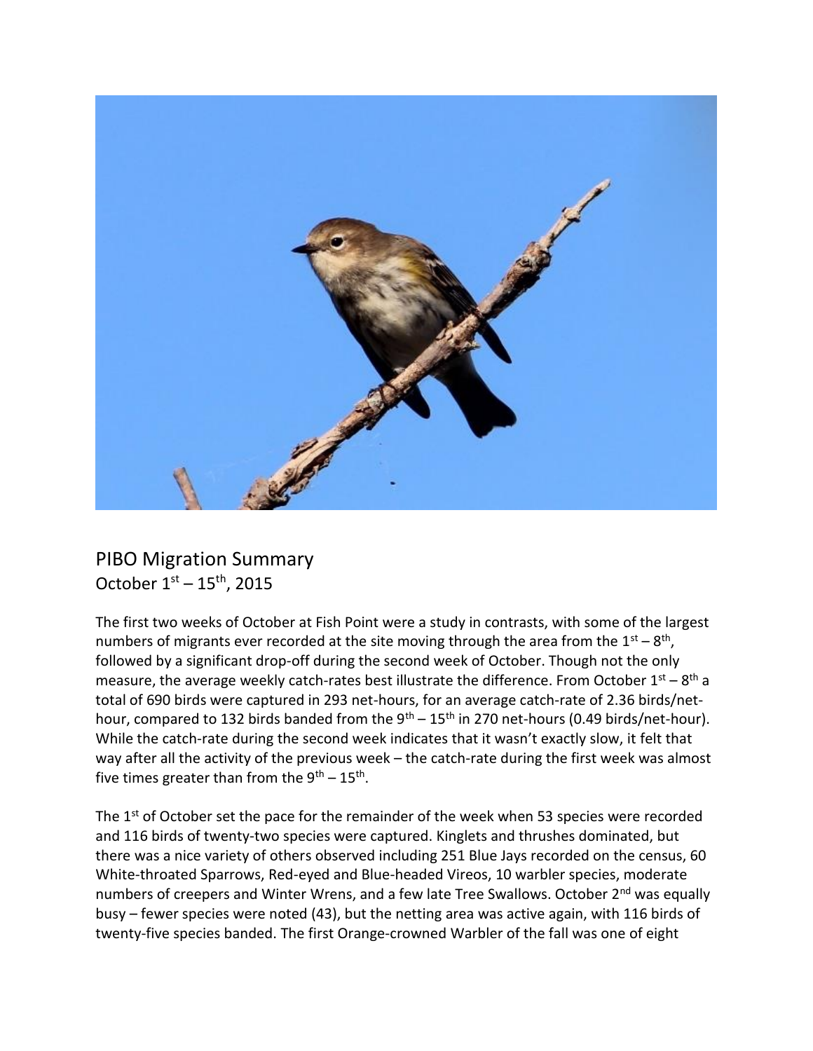# PIBO Migration Summary

October 1st – 15th, 2015

The first two weeks of October at Fish Point were a study in contrasts, with some of the largest numbers of migrants ever recorded at the site moving through the area from the 1st – 8th, followed by a significant drop-off during the second week of October. Though not the only measure, the average weekly catch-rates best illustrate the difference. From October 1st – 8th a total of 690 birds were captured in 293 net-hours, for an average catch-rate of 2.36 birds/net-hour, compared to 132 birds banded from the 9th – 15th in 270 net-hours (0.49 birds/net-hour). While the catch-rate during the second week indicates that it wasn't exactly slow, it felt that way after all the activity of the previous week – the catch-rate during the first week was almost five times greater than from the 9th – 15th.

The 1st of October set the pace for the remainder of the week when 53 species were recorded and 116 birds of twenty-two species were captured. Kinglets and thrushes dominated, but there was a nice variety of others observed including 251 Blue Jays recorded on the census, 60 White-throated Sparrows, Red-eyed and Blue-headed Vireos, 10 warbler species, moderate numbers of creepers and Winter Wrens, and a few late Tree Swallows. October 2nd was equally busy – fewer species were noted (43), but the netting area was active again, with 116 birds of twenty-five species banded. The first Orange-crowned Warbler of the fall was one of eight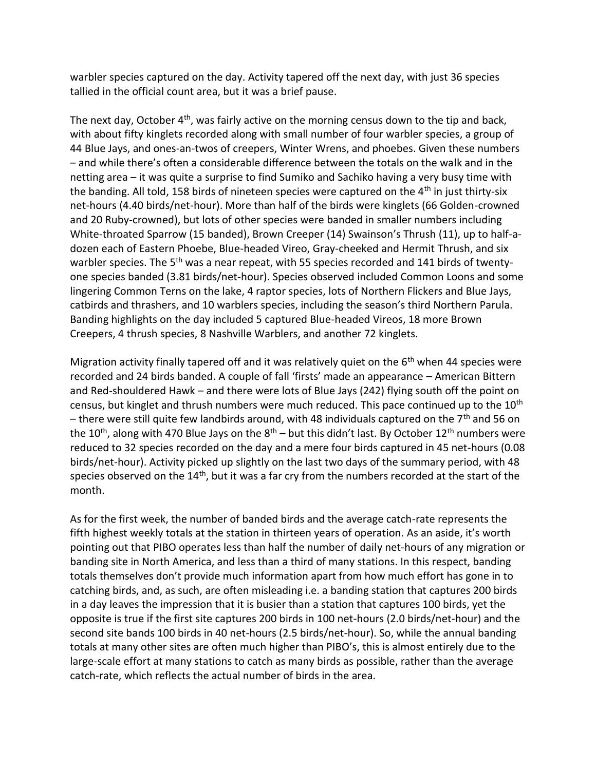warbler species captured on the day. Activity tapered off the next day, with just 36 species tallied in the official count area, but it was a brief pause.

The next day, October 4th, was fairly active on the morning census down to the tip and back, with about fifty kinglets recorded along with small number of four warbler species, a group of 44 Blue Jays, and ones-an-twos of creepers, Winter Wrens, and phoebes. Given these numbers – and while there's often a considerable difference between the totals on the walk and in the netting area – it was quite a surprise to find Sumiko and Sachiko having a very busy time with the banding. All told, 158 birds of nineteen species were captured on the 4th in just thirty-six net-hours (4.40 birds/net-hour). More than half of the birds were kinglets (66 Golden-crowned and 20 Ruby-crowned), but lots of other species were banded in smaller numbers including White-throated Sparrow (15 banded), Brown Creeper (14) Swainson's Thrush (11), up to half-a-dozen each of Eastern Phoebe, Blue-headed Vireo, Gray-cheeked and Hermit Thrush, and six warbler species. The 5th was a near repeat, with 55 species recorded and 141 birds of twenty-one species banded (3.81 birds/net-hour). Species observed included Common Loons and some lingering Common Terns on the lake, 4 raptor species, lots of Northern Flickers and Blue Jays, catbirds and thrashers, and 10 warblers species, including the season's third Northern Parula. Banding highlights on the day included 5 captured Blue-headed Vireos, 18 more Brown Creepers, 4 thrush species, 8 Nashville Warblers, and another 72 kinglets.

Migration activity finally tapered off and it was relatively quiet on the 6th when 44 species were recorded and 24 birds banded. A couple of fall 'firsts' made an appearance – American Bittern and Red-shouldered Hawk – and there were lots of Blue Jays (242) flying south off the point on census, but kinglet and thrush numbers were much reduced. This pace continued up to the 10th – there were still quite few landbirds around, with 48 individuals captured on the 7th and 56 on the 10th, along with 470 Blue Jays on the 8th – but this didn't last. By October 12th numbers were reduced to 32 species recorded on the day and a mere four birds captured in 45 net-hours (0.08 birds/net-hour). Activity picked up slightly on the last two days of the summary period, with 48 species observed on the 14th, but it was a far cry from the numbers recorded at the start of the month.

As for the first week, the number of banded birds and the average catch-rate represents the fifth highest weekly totals at the station in thirteen years of operation. As an aside, it's worth pointing out that PIBO operates less than half the number of daily net-hours of any migration or banding site in North America, and less than a third of many stations. In this respect, banding totals themselves don't provide much information apart from how much effort has gone in to catching birds, and, as such, are often misleading i.e. a banding station that captures 200 birds in a day leaves the impression that it is busier than a station that captures 100 birds, yet the opposite is true if the first site captures 200 birds in 100 net-hours (2.0 birds/net-hour) and the second site bands 100 birds in 40 net-hours (2.5 birds/net-hour). So, while the annual banding totals at many other sites are often much higher than PIBO's, this is almost entirely due to the large-scale effort at many stations to catch as many birds as possible, rather than the average catch-rate, which reflects the actual number of birds in the area.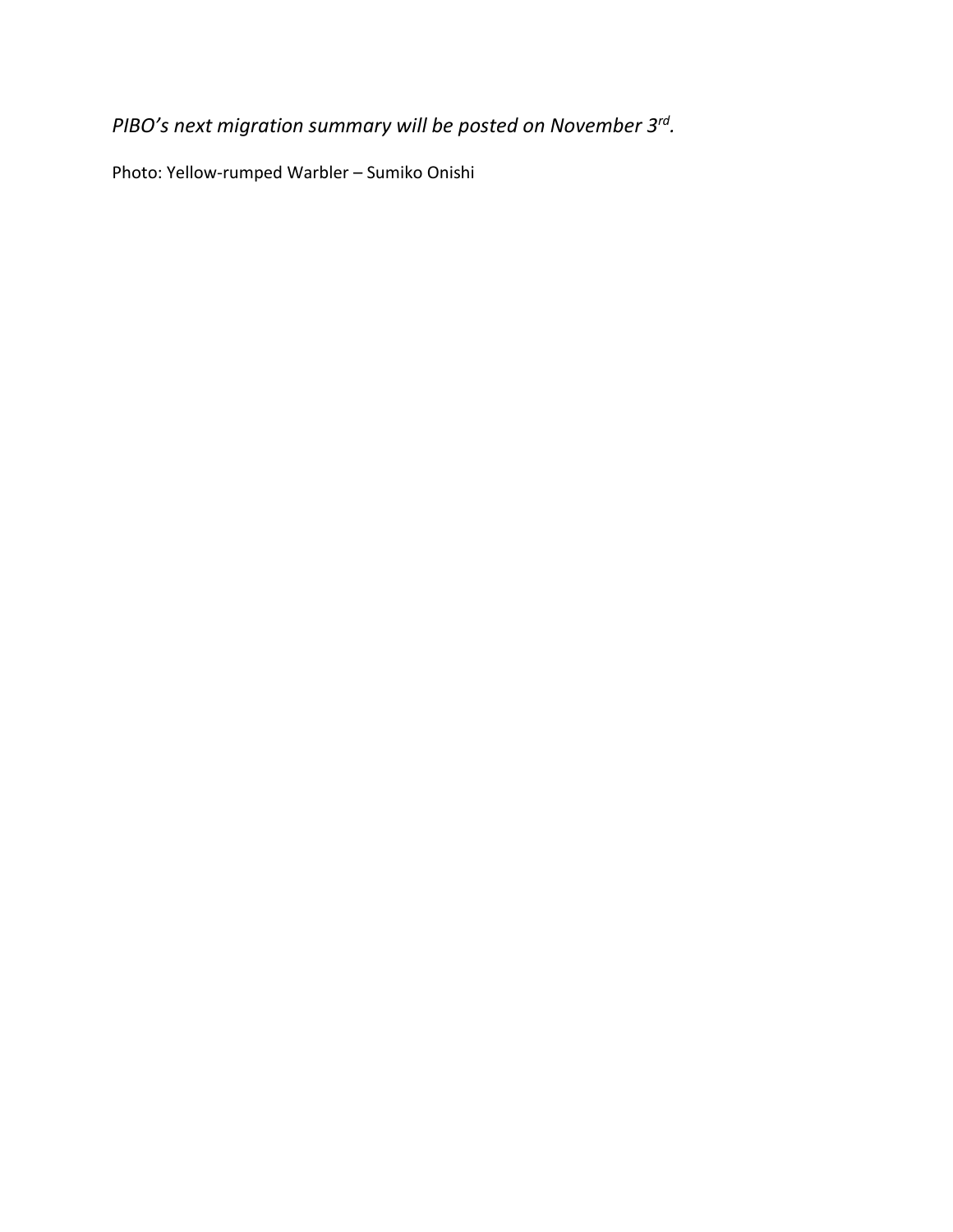*PIBO's next migration summary will be posted on November 3rd.*

Photo: Yellow-rumped Warbler – Sumiko Onishi